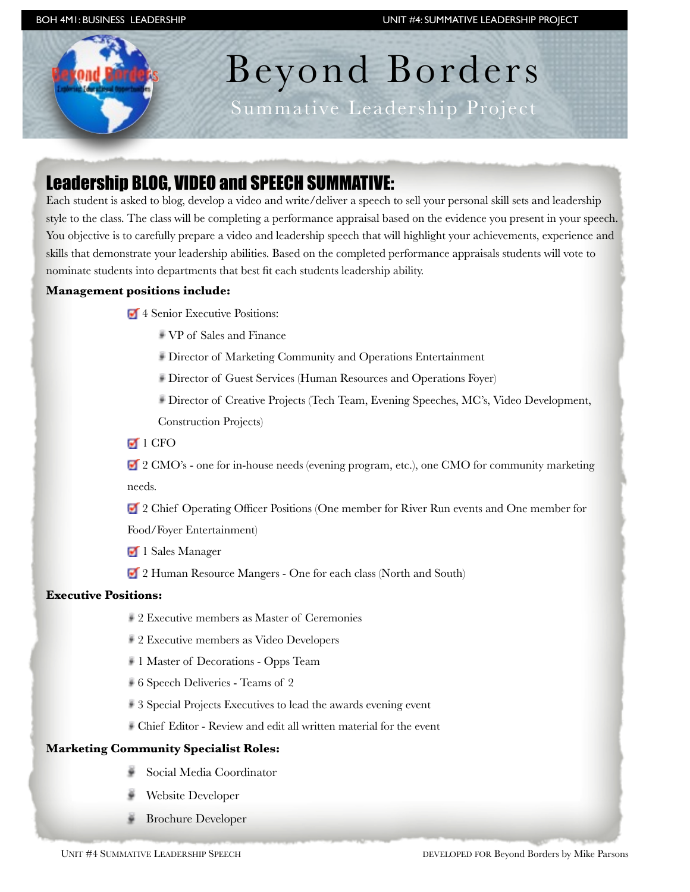# Beyond Borders

## Summative Leadership Project

### Leadership BLOG, VIDEO and SPEECH SUMMATIVE:

Each student is asked to blog, develop a video and write/deliver a speech to sell your personal skill sets and leadership style to the class. The class will be completing a performance appraisal based on the evidence you present in your speech. You objective is to carefully prepare a video and leadership speech that will highlight your achievements, experience and skills that demonstrate your leadership abilities. Based on the completed performance appraisals students will vote to nominate students into departments that best fit each students leadership ability.

**Management positions include:**

- 4 Senior Executive Positions:
  - VP of Sales and Finance
  - Director of Marketing Community and Operations Entertainment
  - Director of Guest Services (Human Resources and Operations Foyer)
  - Director of Creative Projects (Tech Team, Evening Speeches, MC's, Video Development, Construction Projects)
- 1 CFO
- 2 CMO's - one for in-house needs (evening program, etc.), one CMO for community marketing needs.
- 2 Chief Operating Officer Positions (One member for River Run events and One member for Food/Foyer Entertainment)
- 1 Sales Manager
- 2 Human Resource Mangers - One for each class (North and South)

**Executive Positions:**

- 2 Executive members as Master of Ceremonies
- 2 Executive members as Video Developers
- 1 Master of Decorations - Opps Team
- 6 Speech Deliveries - Teams of 2
- 3 Special Projects Executives to lead the awards evening event
- Chief Editor - Review and edit all written material for the event

**Marketing Community Specialist Roles:**

- Social Media Coordinator
- Website Developer
- Brochure Developer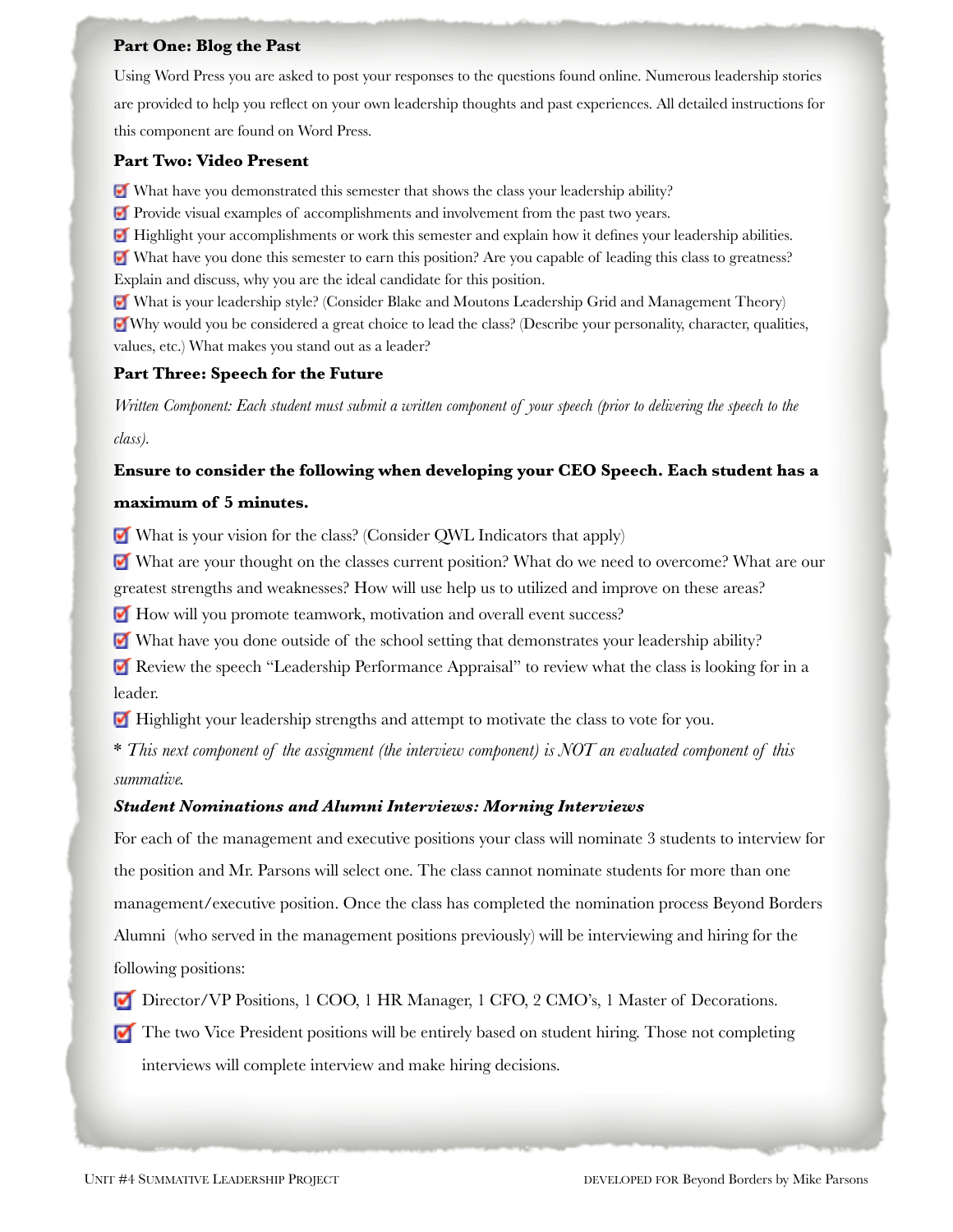**Part One: Blog the Past**

Using Word Press you are asked to post your responses to the questions found online. Numerous leadership stories are provided to help you reflect on your own leadership thoughts and past experiences. All detailed instructions for this component are found on Word Press.

**Part Two: Video Present**

- What have you demonstrated this semester that shows the class your leadership ability?
- Provide visual examples of accomplishments and involvement from the past two years.
- Highlight your accomplishments or work this semester and explain how it defines your leadership abilities.
- What have you done this semester to earn this position? Are you capable of leading this class to greatness? Explain and discuss, why you are the ideal candidate for this position.
- What is your leadership style? (Consider Blake and Moutons Leadership Grid and Management Theory)
- Why would you be considered a great choice to lead the class? (Describe your personality, character, qualities, values, etc.) What makes you stand out as a leader?

**Part Three: Speech for the Future**

*Written Component: Each student must submit a written component of your speech (prior to delivering the speech to the class).*

**Ensure to consider the following when developing your CEO Speech. Each student has a maximum of 5 minutes.**

- What is your vision for the class? (Consider QWL Indicators that apply)
- What are your thought on the classes current position? What do we need to overcome? What are our greatest strengths and weaknesses? How will use help us to utilized and improve on these areas?
- How will you promote teamwork, motivation and overall event success?
- What have you done outside of the school setting that demonstrates your leadership ability?
- Review the speech "Leadership Performance Appraisal" to review what the class is looking for in a leader.
- Highlight your leadership strengths and attempt to motivate the class to vote for you.

* *This next component of the assignment (the interview component) is NOT an evaluated component of this summative.*

***Student Nominations and Alumni Interviews: Morning Interviews***

For each of the management and executive positions your class will nominate 3 students to interview for the position and Mr. Parsons will select one. The class cannot nominate students for more than one management/executive position. Once the class has completed the nomination process Beyond Borders Alumni (who served in the management positions previously) will be interviewing and hiring for the following positions:

- Director/VP Positions, 1 COO, 1 HR Manager, 1 CFO, 2 CMO's, 1 Master of Decorations.
- The two Vice President positions will be entirely based on student hiring. Those not completing interviews will complete interview and make hiring decisions.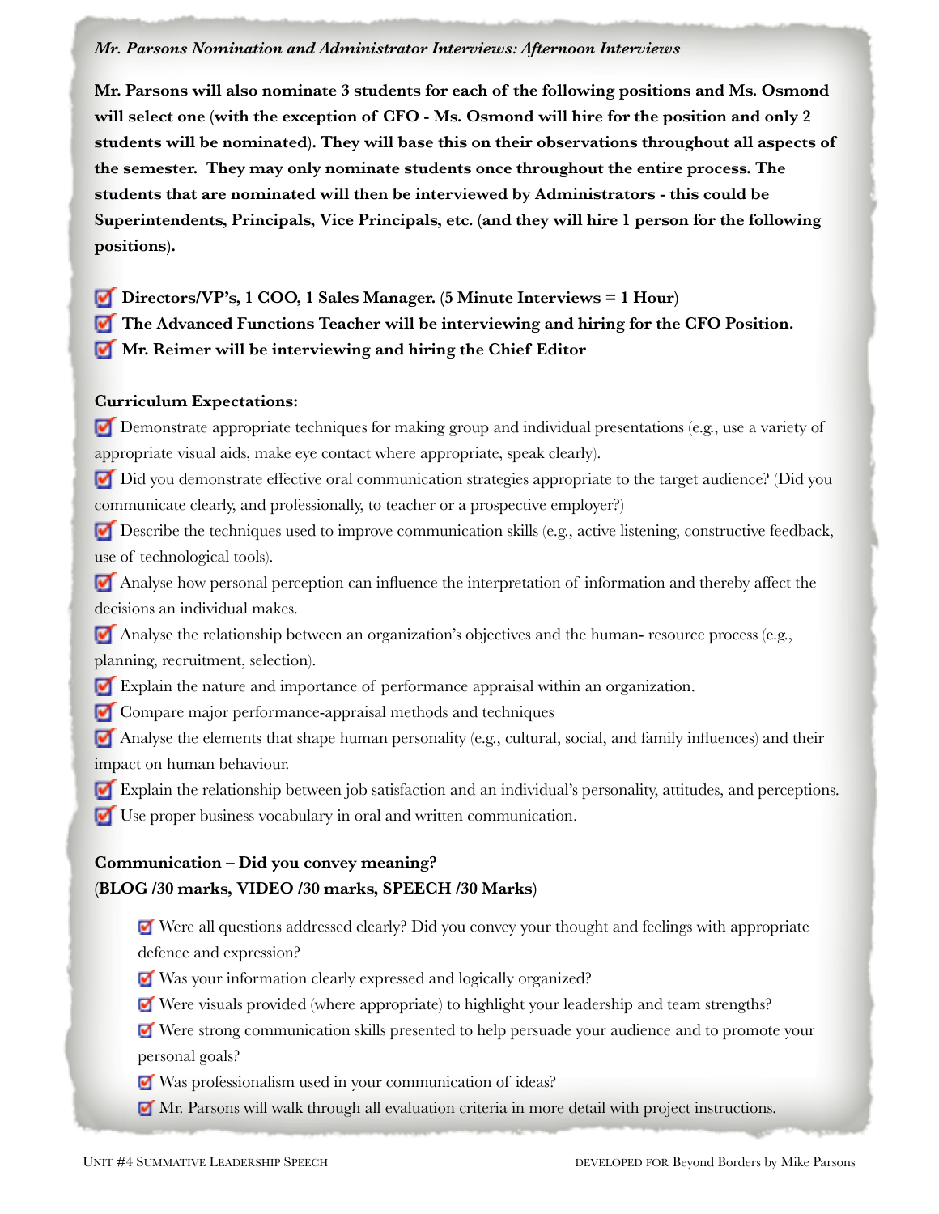*Mr. Parsons Nomination and Administrator Interviews: Afternoon Interviews*

**Mr. Parsons will also nominate 3 students for each of the following positions and Ms. Osmond will select one (with the exception of CFO - Ms. Osmond will hire for the position and only 2 students will be nominated). They will base this on their observations throughout all aspects of the semester. They may only nominate students once throughout the entire process. The students that are nominated will then be interviewed by Administrators - this could be Superintendents, Principals, Vice Principals, etc. (and they will hire 1 person for the following positions).**

- **Directors/VP's, 1 COO, 1 Sales Manager. (5 Minute Interviews = 1 Hour)**
- **The Advanced Functions Teacher will be interviewing and hiring for the CFO Position.**
- **Mr. Reimer will be interviewing and hiring the Chief Editor**

**Curriculum Expectations:**

- Demonstrate appropriate techniques for making group and individual presentations (e.g., use a variety of appropriate visual aids, make eye contact where appropriate, speak clearly).
- Did you demonstrate effective oral communication strategies appropriate to the target audience? (Did you communicate clearly, and professionally, to teacher or a prospective employer?)
- Describe the techniques used to improve communication skills (e.g., active listening, constructive feedback, use of technological tools).
- Analyse how personal perception can influence the interpretation of information and thereby affect the decisions an individual makes.
- Analyse the relationship between an organization's objectives and the human- resource process (e.g., planning, recruitment, selection).
- Explain the nature and importance of performance appraisal within an organization.
- Compare major performance-appraisal methods and techniques
- Analyse the elements that shape human personality (e.g., cultural, social, and family influences) and their impact on human behaviour.
- Explain the relationship between job satisfaction and an individual's personality, attitudes, and perceptions.
- Use proper business vocabulary in oral and written communication.

**Communication – Did you convey meaning?**
**(BLOG /30 marks, VIDEO /30 marks, SPEECH /30 Marks)**

- Were all questions addressed clearly? Did you convey your thought and feelings with appropriate defence and expression?
- Was your information clearly expressed and logically organized?
- Were visuals provided (where appropriate) to highlight your leadership and team strengths?
- Were strong communication skills presented to help persuade your audience and to promote your personal goals?
- Was professionalism used in your communication of ideas?
- Mr. Parsons will walk through all evaluation criteria in more detail with project instructions.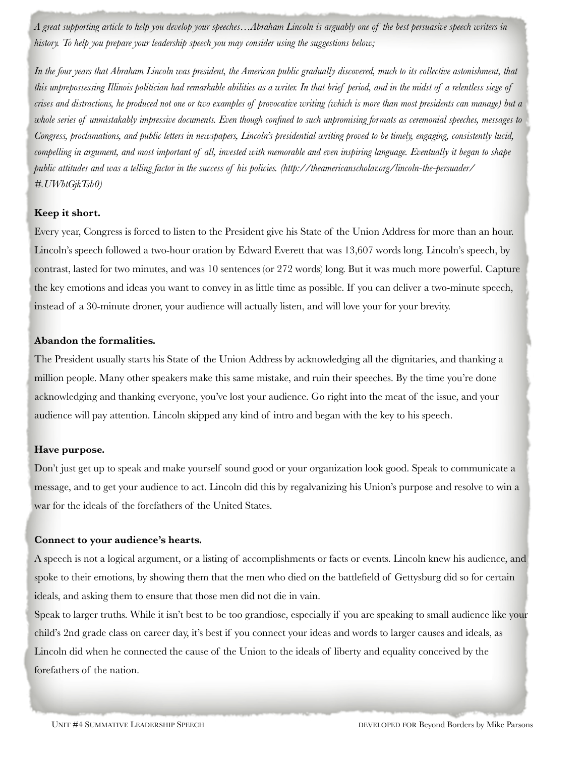*A great supporting article to help you develop your speeches…Abraham Lincoln is arguably one of the best persuasive speech writers in history. To help you prepare your leadership speech you may consider using the suggestions below;*

*In the four years that Abraham Lincoln was president, the American public gradually discovered, much to its collective astonishment, that this unprepossessing Illinois politician had remarkable abilities as a writer. In that brief period, and in the midst of a relentless siege of crises and distractions, he produced not one or two examples of provocative writing (which is more than most presidents can manage) but a whole series of unmistakably impressive documents. Even though confined to such unpromising formats as ceremonial speeches, messages to Congress, proclamations, and public letters in newspapers, Lincoln's presidential writing proved to be timely, engaging, consistently lucid, compelling in argument, and most important of all, invested with memorable and even inspiring language. Eventually it began to shape public attitudes and was a telling factor in the success of his policies. (http://theamericanscholar.org/lincoln-the-persuader/#.UWbtGjkTsb0)*

**Keep it short.**

Every year, Congress is forced to listen to the President give his State of the Union Address for more than an hour. Lincoln's speech followed a two-hour oration by Edward Everett that was 13,607 words long. Lincoln's speech, by contrast, lasted for two minutes, and was 10 sentences (or 272 words) long. But it was much more powerful. Capture the key emotions and ideas you want to convey in as little time as possible. If you can deliver a two-minute speech, instead of a 30-minute droner, your audience will actually listen, and will love your for your brevity.

**Abandon the formalities.**

The President usually starts his State of the Union Address by acknowledging all the dignitaries, and thanking a million people. Many other speakers make this same mistake, and ruin their speeches. By the time you're done acknowledging and thanking everyone, you've lost your audience. Go right into the meat of the issue, and your audience will pay attention. Lincoln skipped any kind of intro and began with the key to his speech.

**Have purpose.**

Don't just get up to speak and make yourself sound good or your organization look good. Speak to communicate a message, and to get your audience to act. Lincoln did this by regalvanizing his Union's purpose and resolve to win a war for the ideals of the forefathers of the United States.

**Connect to your audience's hearts.**

A speech is not a logical argument, or a listing of accomplishments or facts or events. Lincoln knew his audience, and spoke to their emotions, by showing them that the men who died on the battlefield of Gettysburg did so for certain ideals, and asking them to ensure that those men did not die in vain.

Speak to larger truths. While it isn't best to be too grandiose, especially if you are speaking to small audience like your child's 2nd grade class on career day, it's best if you connect your ideas and words to larger causes and ideals, as Lincoln did when he connected the cause of the Union to the ideals of liberty and equality conceived by the forefathers of the nation.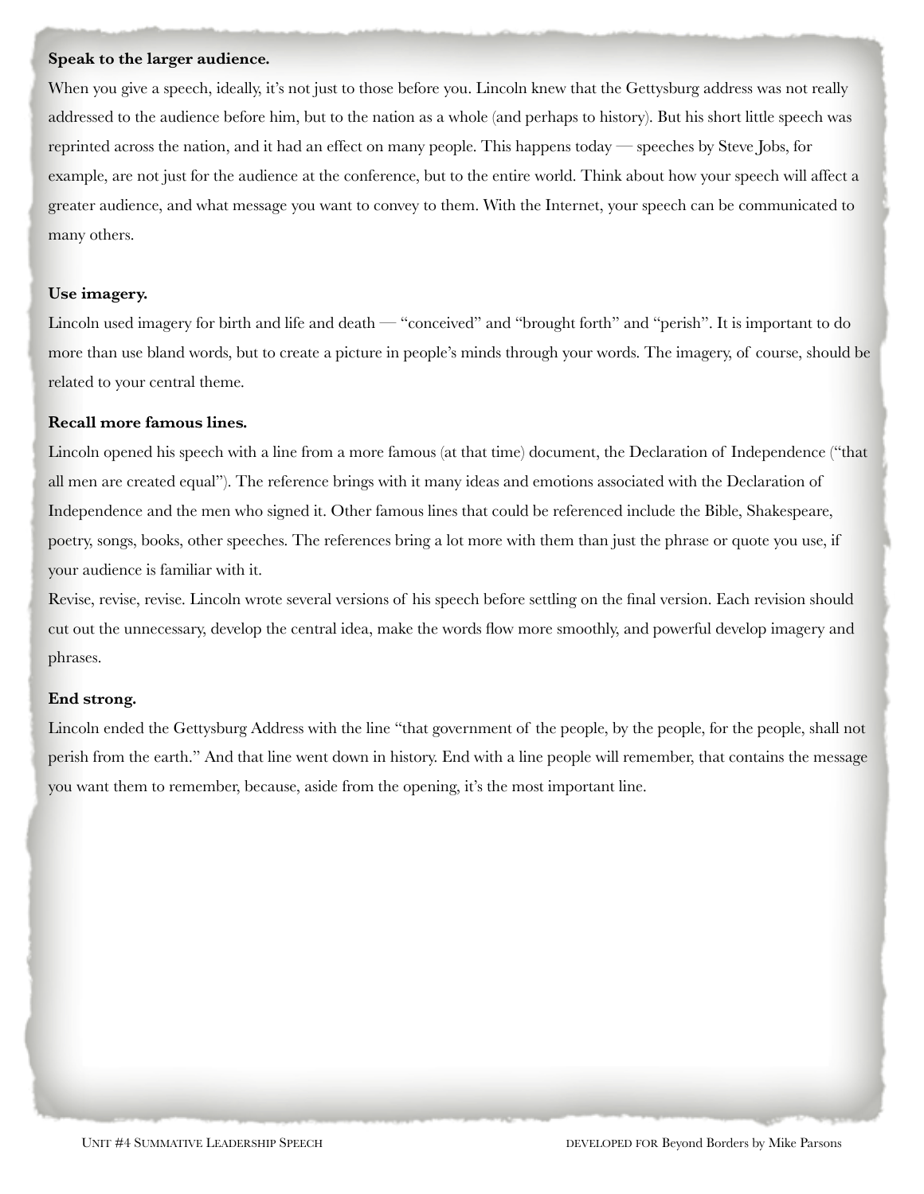**Speak to the larger audience.**

When you give a speech, ideally, it's not just to those before you. Lincoln knew that the Gettysburg address was not really addressed to the audience before him, but to the nation as a whole (and perhaps to history). But his short little speech was reprinted across the nation, and it had an effect on many people. This happens today — speeches by Steve Jobs, for example, are not just for the audience at the conference, but to the entire world. Think about how your speech will affect a greater audience, and what message you want to convey to them. With the Internet, your speech can be communicated to many others.

**Use imagery.**

Lincoln used imagery for birth and life and death — "conceived" and "brought forth" and "perish". It is important to do more than use bland words, but to create a picture in people's minds through your words. The imagery, of course, should be related to your central theme.

**Recall more famous lines.**

Lincoln opened his speech with a line from a more famous (at that time) document, the Declaration of Independence ("that all men are created equal"). The reference brings with it many ideas and emotions associated with the Declaration of Independence and the men who signed it. Other famous lines that could be referenced include the Bible, Shakespeare, poetry, songs, books, other speeches. The references bring a lot more with them than just the phrase or quote you use, if your audience is familiar with it.

Revise, revise, revise. Lincoln wrote several versions of his speech before settling on the final version. Each revision should cut out the unnecessary, develop the central idea, make the words flow more smoothly, and powerful develop imagery and phrases.

**End strong.**

Lincoln ended the Gettysburg Address with the line "that government of the people, by the people, for the people, shall not perish from the earth." And that line went down in history. End with a line people will remember, that contains the message you want them to remember, because, aside from the opening, it's the most important line.